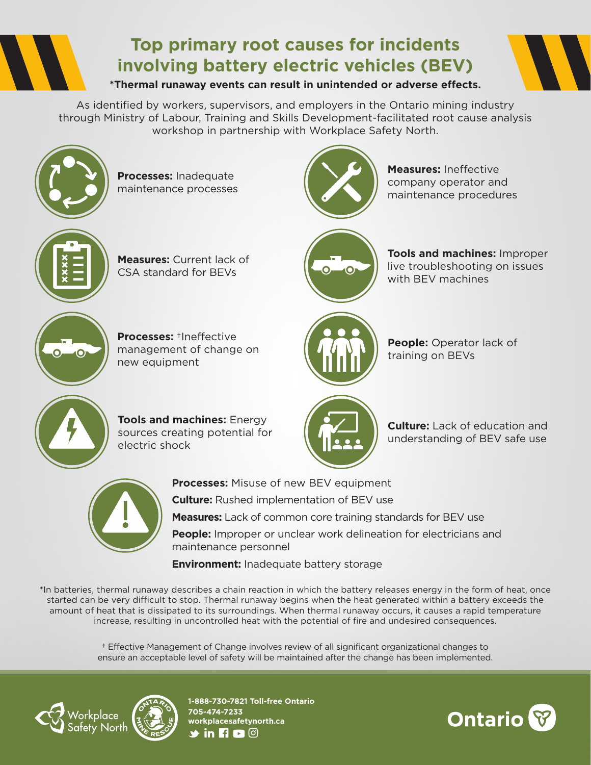# Top primary root causes for incidents involving battery electric vehicles (BEV)

**\*Thermal runaway events can result in unintended or adverse effects.**

As identified by workers, supervisors, and employers in the Ontario mining industry through Ministry of Labour, Training and Skills Development-facilitated root cause analysis workshop in partnership with Workplace Safety North.

**Processes:** Inadequate maintenance processes

**Measures:** Ineffective company operator and maintenance procedures

**Measures:** Current lack of CSA standard for BEVs

**Tools and machines:** Improper live troubleshooting on issues with BEV machines

**Processes:** †Ineffective management of change on new equipment

**People:** Operator lack of training on BEVs

**Tools and machines:** Energy sources creating potential for electric shock

**Culture:** Lack of education and understanding of BEV safe use

**Processes:** Misuse of new BEV equipment

**Culture:** Rushed implementation of BEV use

**Measures:** Lack of common core training standards for BEV use

**People:** Improper or unclear work delineation for electricians and maintenance personnel

**Environment:** Inadequate battery storage

\*In batteries, thermal runaway describes a chain reaction in which the battery releases energy in the form of heat, once started can be very difficult to stop. Thermal runaway begins when the heat generated within a battery exceeds the amount of heat that is dissipated to its surroundings. When thermal runaway occurs, it causes a rapid temperature increase, resulting in uncontrolled heat with the potential of fire and undesired consequences.

† Effective Management of Change involves review of all significant organizational changes to ensure an acceptable level of safety will be maintained after the change has been implemented.

Workplace Safety North

Ontario Mine Rescue

**1-888-730-7821 Toll-free Ontario**
**705-474-7233**
**workplacesafetynorth.ca**

Ontario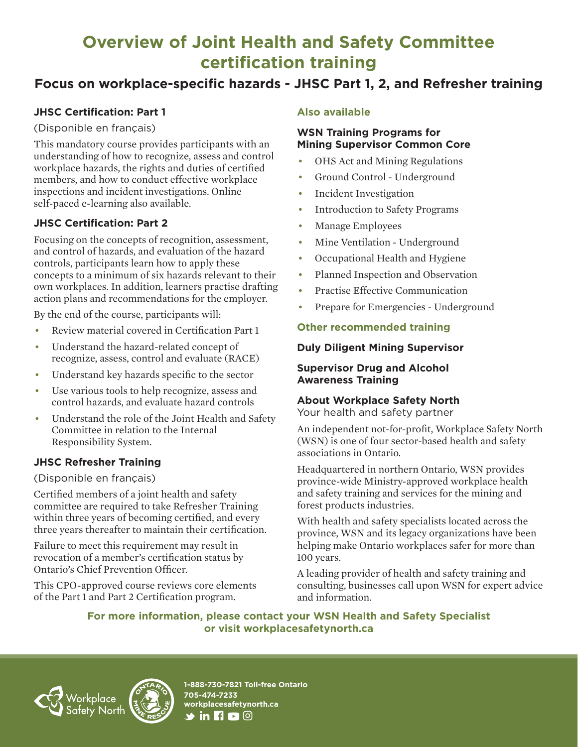# Overview of Joint Health and Safety Committee certification training

## Focus on workplace-specific hazards - JHSC Part 1, 2, and Refresher training

### JHSC Certification: Part 1

(Disponible en français)

This mandatory course provides participants with an understanding of how to recognize, assess and control workplace hazards, the rights and duties of certified members, and how to conduct effective workplace inspections and incident investigations. Online self-paced e-learning also available.

### JHSC Certification: Part 2

Focusing on the concepts of recognition, assessment, and control of hazards, and evaluation of the hazard controls, participants learn how to apply these concepts to a minimum of six hazards relevant to their own workplaces. In addition, learners practise drafting action plans and recommendations for the employer.

By the end of the course, participants will:

- Review material covered in Certification Part 1
- Understand the hazard-related concept of recognize, assess, control and evaluate (RACE)
- Understand key hazards specific to the sector
- Use various tools to help recognize, assess and control hazards, and evaluate hazard controls
- Understand the role of the Joint Health and Safety Committee in relation to the Internal Responsibility System.

### JHSC Refresher Training

(Disponible en français)

Certified members of a joint health and safety committee are required to take Refresher Training within three years of becoming certified, and every three years thereafter to maintain their certification.

Failure to meet this requirement may result in revocation of a member's certification status by Ontario's Chief Prevention Officer.

This CPO-approved course reviews core elements of the Part 1 and Part 2 Certification program.

### Also available

**WSN Training Programs for Mining Supervisor Common Core**

- OHS Act and Mining Regulations
- Ground Control - Underground
- Incident Investigation
- Introduction to Safety Programs
- Manage Employees
- Mine Ventilation - Underground
- Occupational Health and Hygiene
- Planned Inspection and Observation
- Practise Effective Communication
- Prepare for Emergencies - Underground

### Other recommended training

**Duly Diligent Mining Supervisor**

**Supervisor Drug and Alcohol Awareness Training**

### About Workplace Safety North

Your health and safety partner

An independent not-for-profit, Workplace Safety North (WSN) is one of four sector-based health and safety associations in Ontario.

Headquartered in northern Ontario, WSN provides province-wide Ministry-approved workplace health and safety training and services for the mining and forest products industries.

With health and safety specialists located across the province, WSN and its legacy organizations have been helping make Ontario workplaces safer for more than 100 years.

A leading provider of health and safety training and consulting, businesses call upon WSN for expert advice and information.

**For more information, please contact your WSN Health and Safety Specialist or visit workplacesafetynorth.ca**

Workplace Safety North

**1-888-730-7821 Toll-free Ontario**
**705-474-7233**
**workplacesafetynorth.ca**